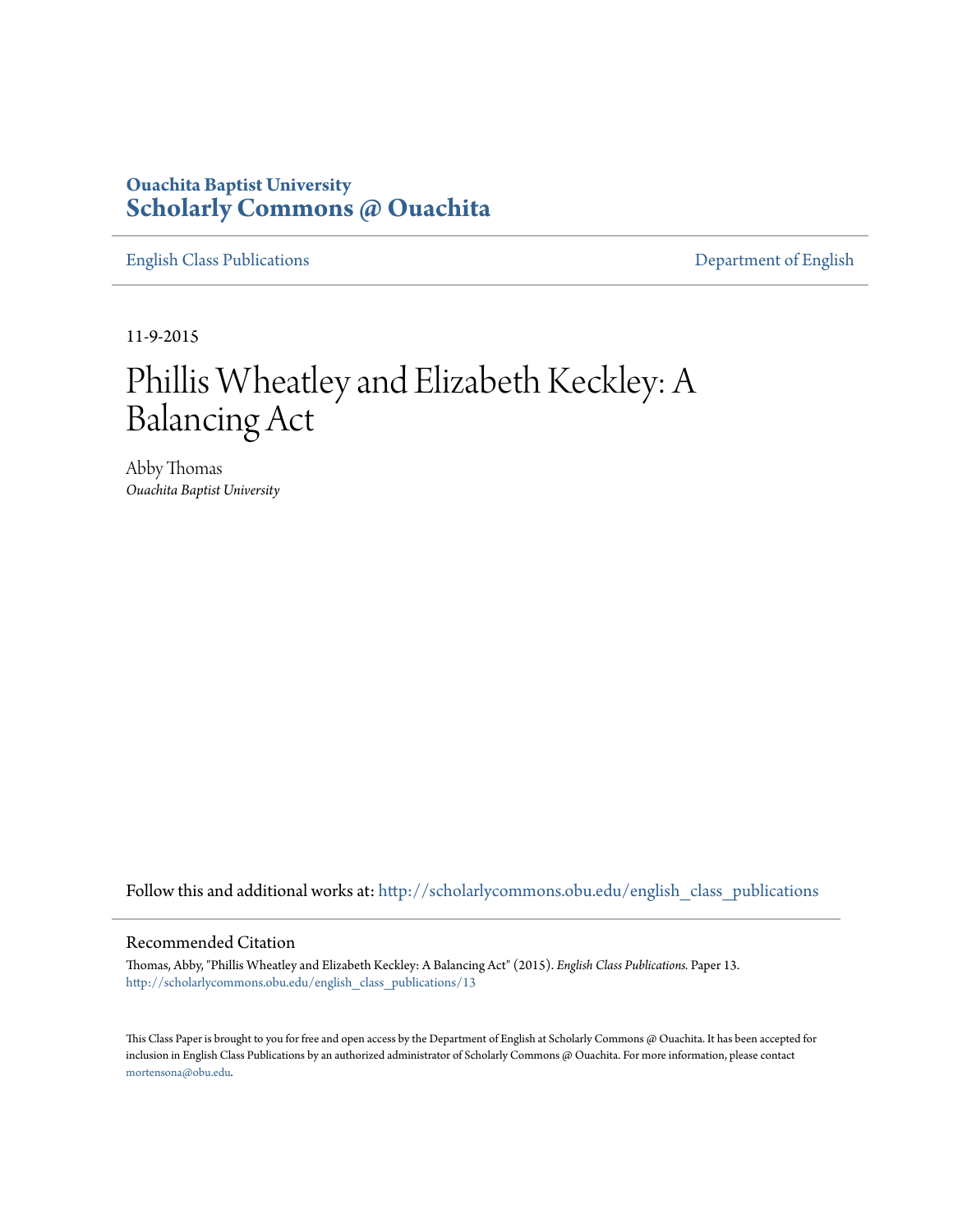Ouachita Baptist University

# Scholarly Commons @ Ouachita

English Class Publications | Department of English

11-9-2015

# Phillis Wheatley and Elizabeth Keckley: A Balancing Act

Abby Thomas

*Ouachita Baptist University*

Follow this and additional works at: http://scholarlycommons.obu.edu/english_class_publications

## Recommended Citation

Thomas, Abby, "Phillis Wheatley and Elizabeth Keckley: A Balancing Act" (2015). *English Class Publications.* Paper 13. http://scholarlycommons.obu.edu/english_class_publications/13

This Class Paper is brought to you for free and open access by the Department of English at Scholarly Commons @ Ouachita. It has been accepted for inclusion in English Class Publications by an authorized administrator of Scholarly Commons @ Ouachita. For more information, please contact mortensona@obu.edu.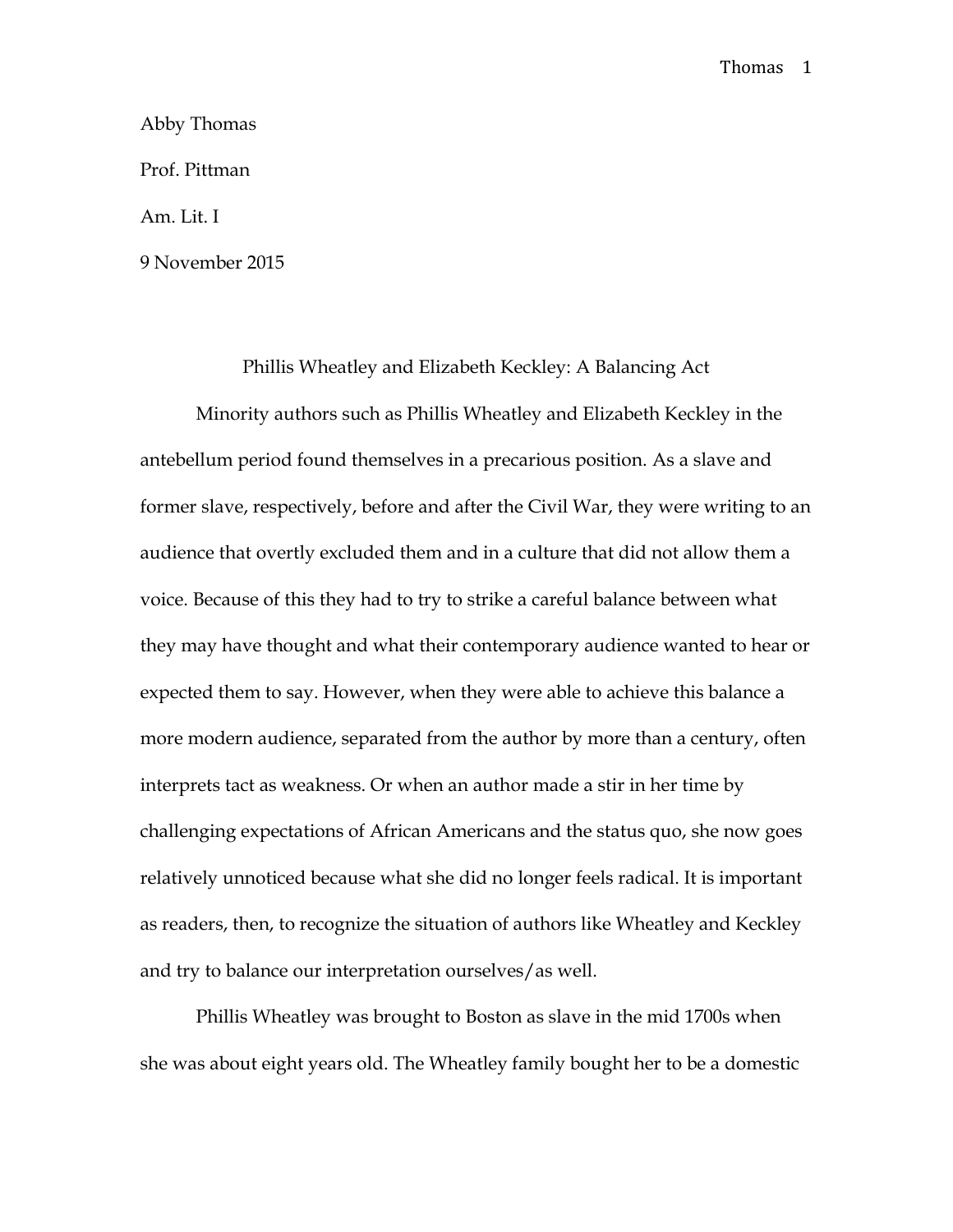Abby Thomas

Prof. Pittman

Am. Lit. I

9 November 2015

# Phillis Wheatley and Elizabeth Keckley: A Balancing Act

Minority authors such as Phillis Wheatley and Elizabeth Keckley in the antebellum period found themselves in a precarious position. As a slave and former slave, respectively, before and after the Civil War, they were writing to an audience that overtly excluded them and in a culture that did not allow them a voice. Because of this they had to try to strike a careful balance between what they may have thought and what their contemporary audience wanted to hear or expected them to say. However, when they were able to achieve this balance a more modern audience, separated from the author by more than a century, often interprets tact as weakness. Or when an author made a stir in her time by challenging expectations of African Americans and the status quo, she now goes relatively unnoticed because what she did no longer feels radical. It is important as readers, then, to recognize the situation of authors like Wheatley and Keckley and try to balance our interpretation ourselves/as well.

Phillis Wheatley was brought to Boston as slave in the mid 1700s when she was about eight years old. The Wheatley family bought her to be a domestic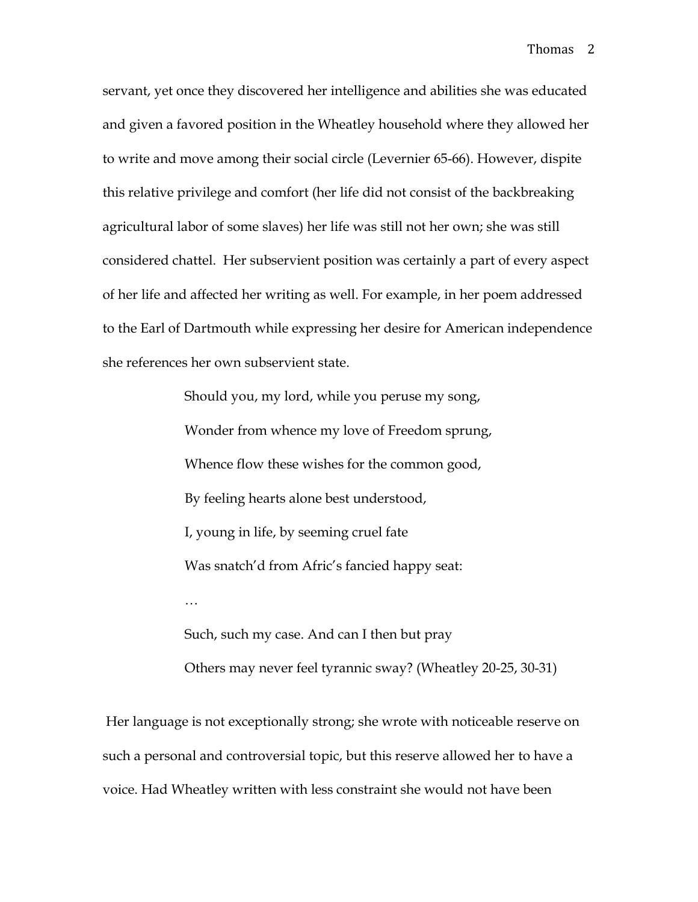servant, yet once they discovered her intelligence and abilities she was educated and given a favored position in the Wheatley household where they allowed her to write and move among their social circle (Levernier 65-66). However, dispite this relative privilege and comfort (her life did not consist of the backbreaking agricultural labor of some slaves) her life was still not her own; she was still considered chattel.  Her subservient position was certainly a part of every aspect of her life and affected her writing as well. For example, in her poem addressed to the Earl of Dartmouth while expressing her desire for American independence she references her own subservient state.

> Should you, my lord, while you peruse my song,
> Wonder from whence my love of Freedom sprung,
> Whence flow these wishes for the common good,
> By feeling hearts alone best understood,
> I, young in life, by seeming cruel fate
> Was snatch'd from Afric's fancied happy seat:
> …
> Such, such my case. And can I then but pray
> Others may never feel tyrannic sway? (Wheatley 20-25, 30-31)

Her language is not exceptionally strong; she wrote with noticeable reserve on such a personal and controversial topic, but this reserve allowed her to have a voice. Had Wheatley written with less constraint she would not have been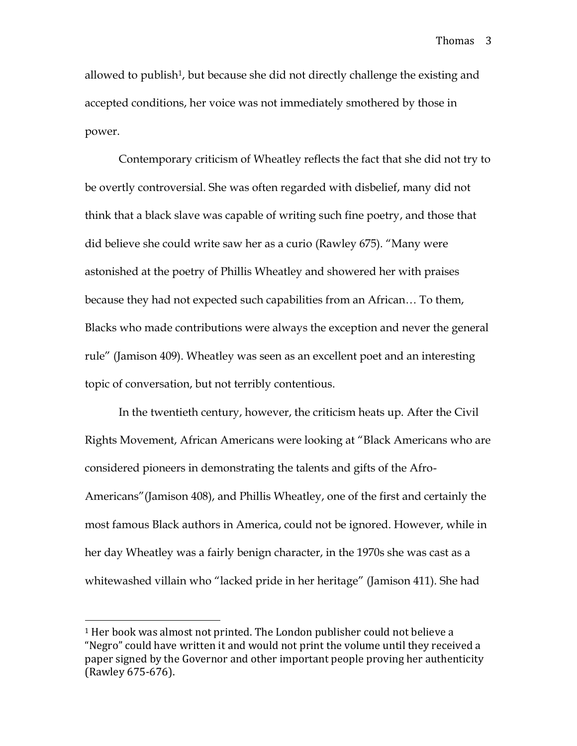allowed to publish[1], but because she did not directly challenge the existing and accepted conditions, her voice was not immediately smothered by those in power.

Contemporary criticism of Wheatley reflects the fact that she did not try to be overtly controversial. She was often regarded with disbelief, many did not think that a black slave was capable of writing such fine poetry, and those that did believe she could write saw her as a curio (Rawley 675). "Many were astonished at the poetry of Phillis Wheatley and showered her with praises because they had not expected such capabilities from an African… To them, Blacks who made contributions were always the exception and never the general rule" (Jamison 409). Wheatley was seen as an excellent poet and an interesting topic of conversation, but not terribly contentious.

In the twentieth century, however, the criticism heats up. After the Civil Rights Movement, African Americans were looking at "Black Americans who are considered pioneers in demonstrating the talents and gifts of the Afro-Americans"(Jamison 408), and Phillis Wheatley, one of the first and certainly the most famous Black authors in America, could not be ignored. However, while in her day Wheatley was a fairly benign character, in the 1970s she was cast as a whitewashed villain who "lacked pride in her heritage" (Jamison 411). She had

---

[1] Her book was almost not printed. The London publisher could not believe a "Negro" could have written it and would not print the volume until they received a paper signed by the Governor and other important people proving her authenticity (Rawley 675-676).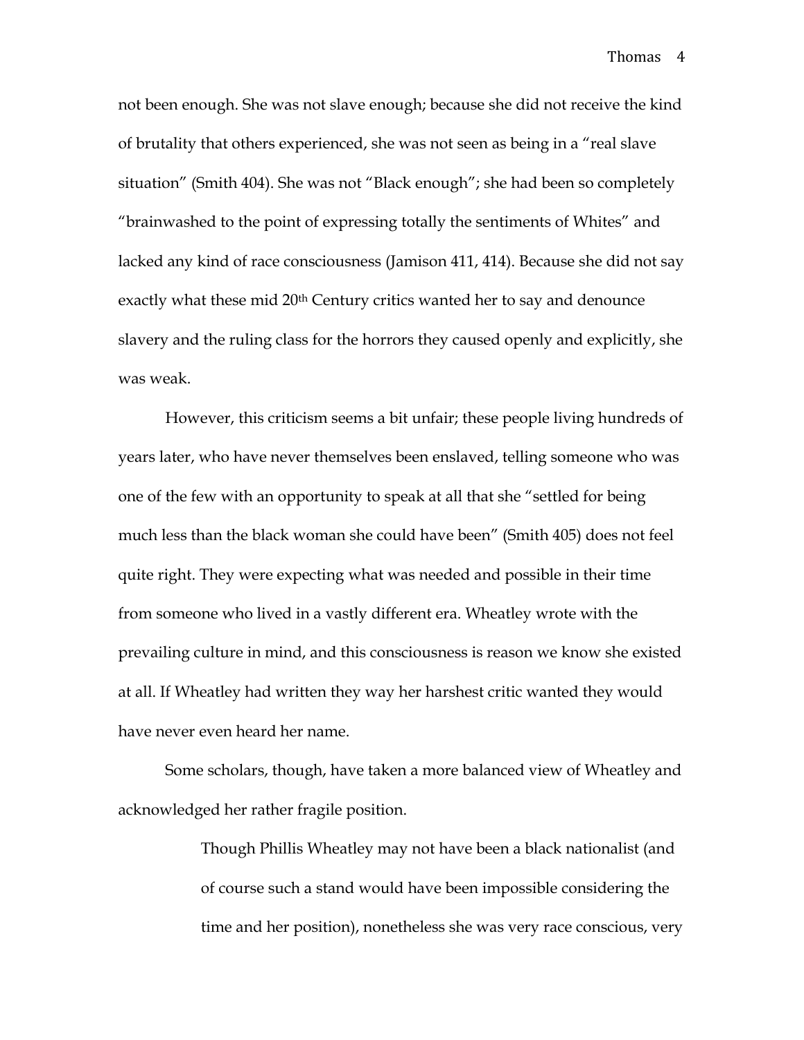not been enough. She was not slave enough; because she did not receive the kind of brutality that others experienced, she was not seen as being in a "real slave situation" (Smith 404). She was not "Black enough"; she had been so completely "brainwashed to the point of expressing totally the sentiments of Whites" and lacked any kind of race consciousness (Jamison 411, 414). Because she did not say exactly what these mid 20th Century critics wanted her to say and denounce slavery and the ruling class for the horrors they caused openly and explicitly, she was weak.

However, this criticism seems a bit unfair; these people living hundreds of years later, who have never themselves been enslaved, telling someone who was one of the few with an opportunity to speak at all that she "settled for being much less than the black woman she could have been" (Smith 405) does not feel quite right. They were expecting what was needed and possible in their time from someone who lived in a vastly different era. Wheatley wrote with the prevailing culture in mind, and this consciousness is reason we know she existed at all. If Wheatley had written they way her harshest critic wanted they would have never even heard her name.

Some scholars, though, have taken a more balanced view of Wheatley and acknowledged her rather fragile position.

> Though Phillis Wheatley may not have been a black nationalist (and of course such a stand would have been impossible considering the time and her position), nonetheless she was very race conscious, very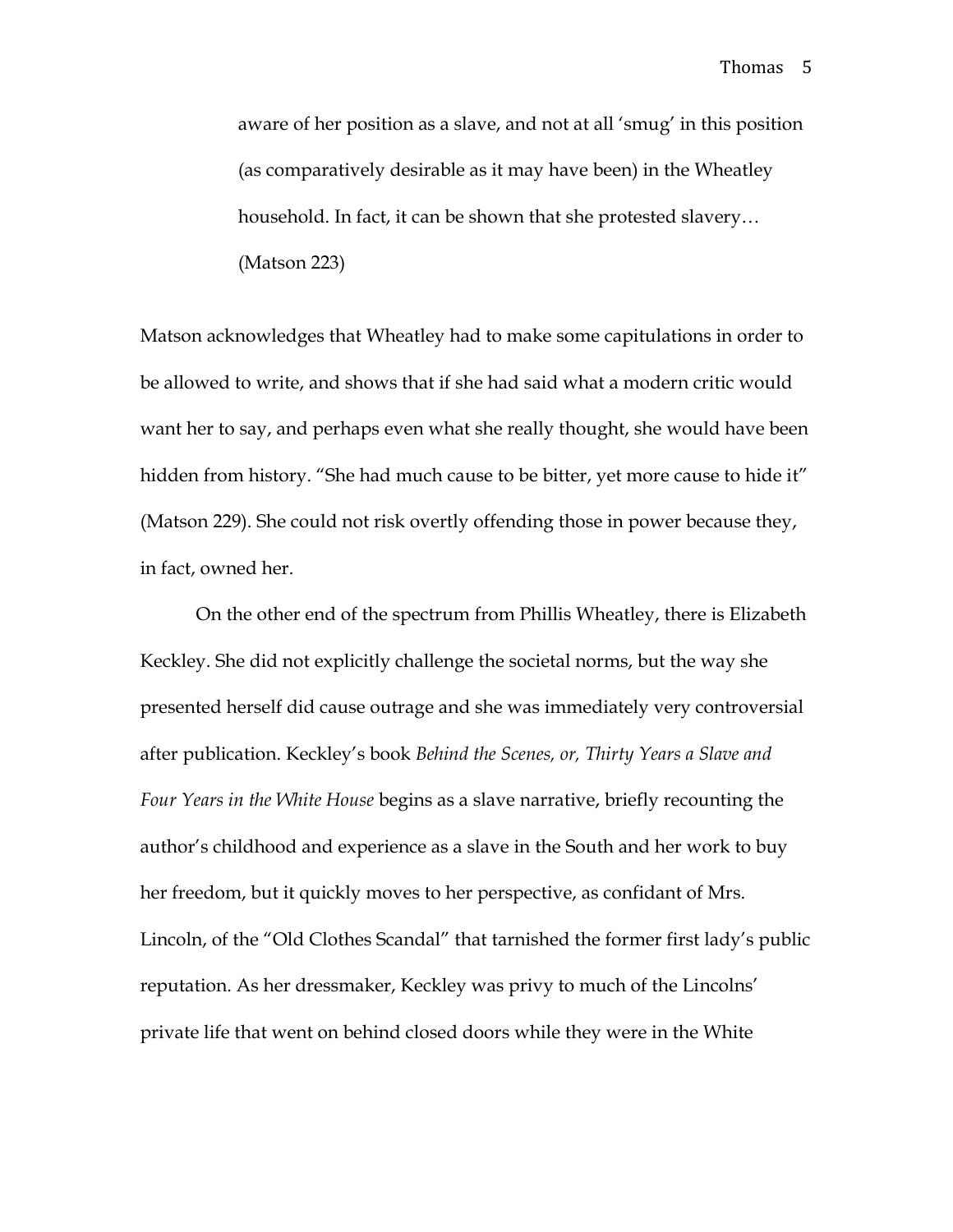> aware of her position as a slave, and not at all 'smug' in this position (as comparatively desirable as it may have been) in the Wheatley household. In fact, it can be shown that she protested slavery… (Matson 223)

Matson acknowledges that Wheatley had to make some capitulations in order to be allowed to write, and shows that if she had said what a modern critic would want her to say, and perhaps even what she really thought, she would have been hidden from history. "She had much cause to be bitter, yet more cause to hide it" (Matson 229). She could not risk overtly offending those in power because they, in fact, owned her.

On the other end of the spectrum from Phillis Wheatley, there is Elizabeth Keckley. She did not explicitly challenge the societal norms, but the way she presented herself did cause outrage and she was immediately very controversial after publication. Keckley's book *Behind the Scenes, or, Thirty Years a Slave and Four Years in the White House* begins as a slave narrative, briefly recounting the author's childhood and experience as a slave in the South and her work to buy her freedom, but it quickly moves to her perspective, as confidant of Mrs. Lincoln, of the "Old Clothes Scandal" that tarnished the former first lady's public reputation. As her dressmaker, Keckley was privy to much of the Lincolns' private life that went on behind closed doors while they were in the White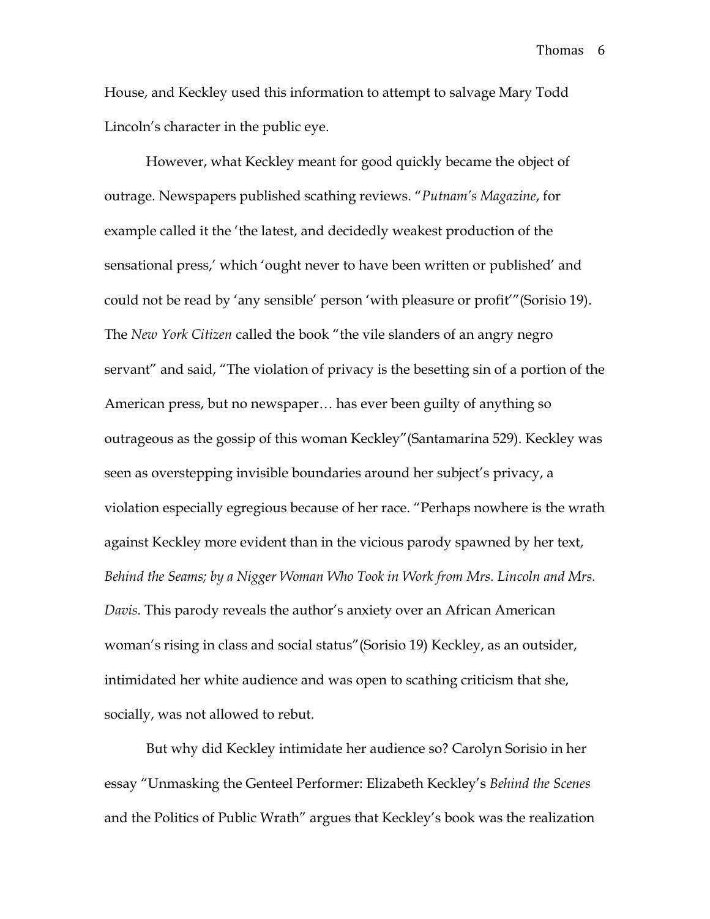House, and Keckley used this information to attempt to salvage Mary Todd Lincoln's character in the public eye.

However, what Keckley meant for good quickly became the object of outrage. Newspapers published scathing reviews. "*Putnam's Magazine*, for example called it the 'the latest, and decidedly weakest production of the sensational press,' which 'ought never to have been written or published' and could not be read by 'any sensible' person 'with pleasure or profit'"(Sorisio 19). The *New York Citizen* called the book "the vile slanders of an angry negro servant" and said, "The violation of privacy is the besetting sin of a portion of the American press, but no newspaper… has ever been guilty of anything so outrageous as the gossip of this woman Keckley"(Santamarina 529). Keckley was seen as overstepping invisible boundaries around her subject's privacy, a violation especially egregious because of her race. "Perhaps nowhere is the wrath against Keckley more evident than in the vicious parody spawned by her text, *Behind the Seams; by a Nigger Woman Who Took in Work from Mrs. Lincoln and Mrs. Davis.* This parody reveals the author's anxiety over an African American woman's rising in class and social status"(Sorisio 19) Keckley, as an outsider, intimidated her white audience and was open to scathing criticism that she, socially, was not allowed to rebut.

But why did Keckley intimidate her audience so? Carolyn Sorisio in her essay "Unmasking the Genteel Performer: Elizabeth Keckley's *Behind the Scenes* and the Politics of Public Wrath" argues that Keckley's book was the realization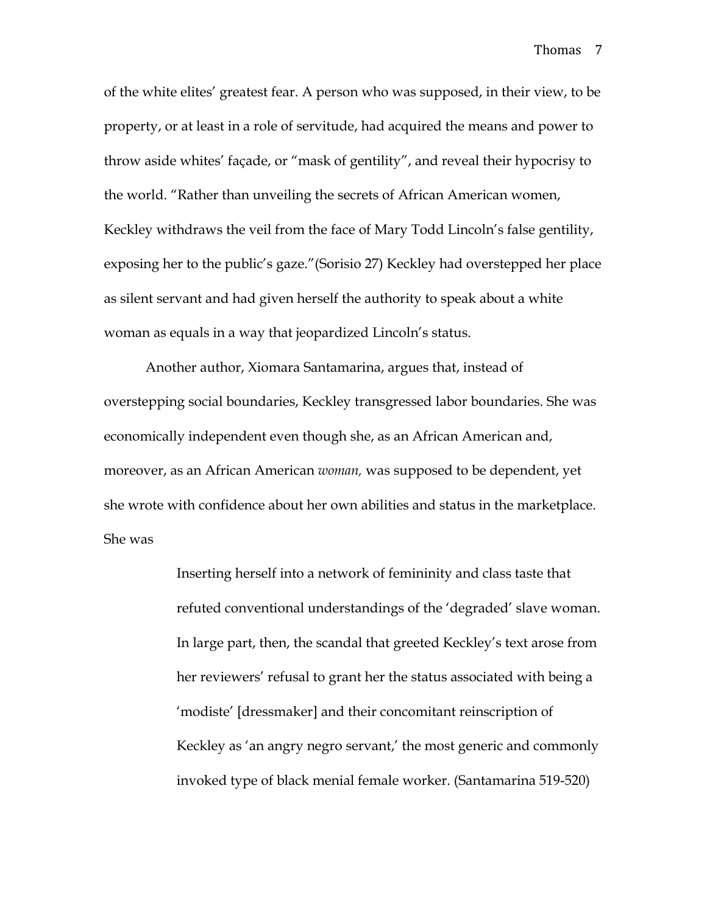of the white elites' greatest fear. A person who was supposed, in their view, to be property, or at least in a role of servitude, had acquired the means and power to throw aside whites' façade, or "mask of gentility", and reveal their hypocrisy to the world. "Rather than unveiling the secrets of African American women, Keckley withdraws the veil from the face of Mary Todd Lincoln's false gentility, exposing her to the public's gaze."(Sorisio 27) Keckley had overstepped her place as silent servant and had given herself the authority to speak about a white woman as equals in a way that jeopardized Lincoln's status.

Another author, Xiomara Santamarina, argues that, instead of overstepping social boundaries, Keckley transgressed labor boundaries. She was economically independent even though she, as an African American and, moreover, as an African American *woman,* was supposed to be dependent, yet she wrote with confidence about her own abilities and status in the marketplace. She was

> Inserting herself into a network of femininity and class taste that refuted conventional understandings of the 'degraded' slave woman. In large part, then, the scandal that greeted Keckley's text arose from her reviewers' refusal to grant her the status associated with being a 'modiste' [dressmaker] and their concomitant reinscription of Keckley as 'an angry negro servant,' the most generic and commonly invoked type of black menial female worker. (Santamarina 519-520)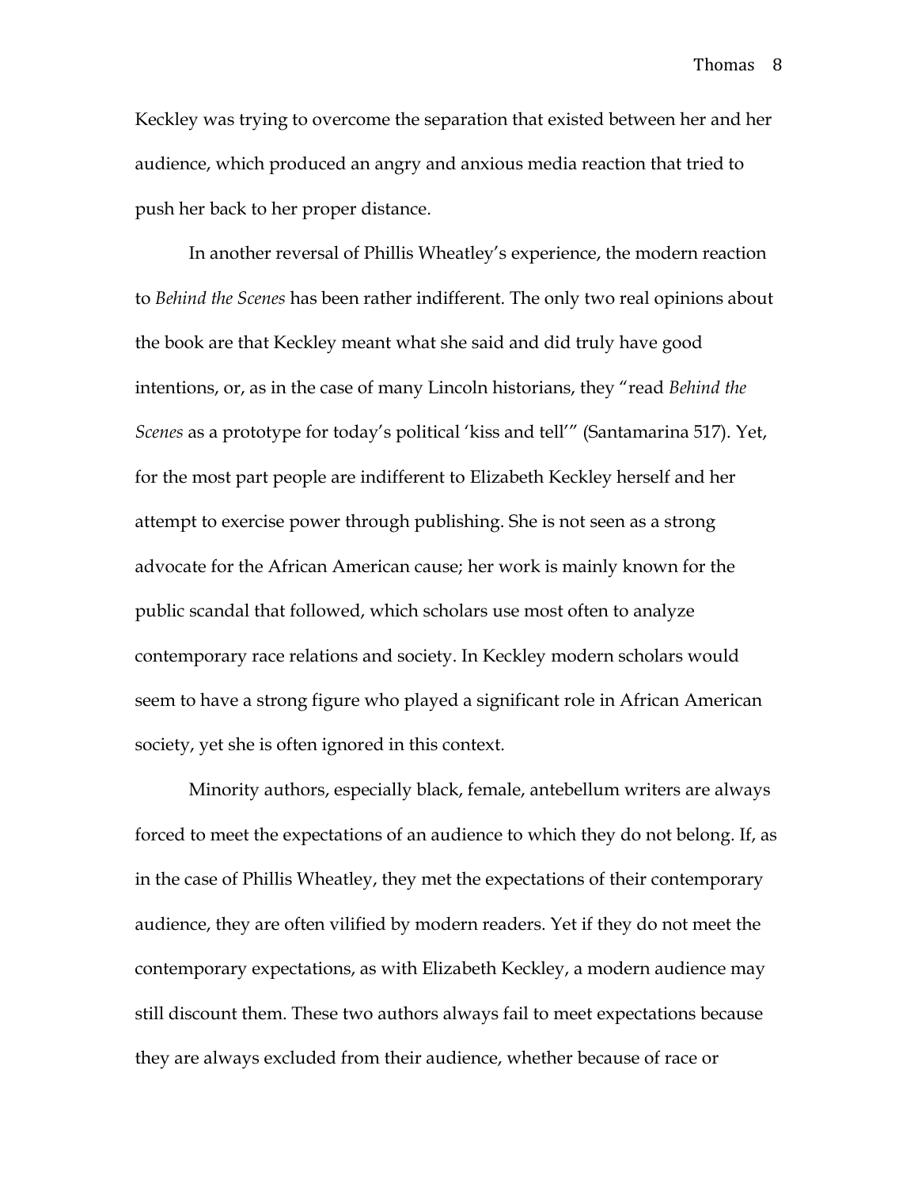Keckley was trying to overcome the separation that existed between her and her audience, which produced an angry and anxious media reaction that tried to push her back to her proper distance.

In another reversal of Phillis Wheatley's experience, the modern reaction to *Behind the Scenes* has been rather indifferent. The only two real opinions about the book are that Keckley meant what she said and did truly have good intentions, or, as in the case of many Lincoln historians, they "read *Behind the Scenes* as a prototype for today's political 'kiss and tell'" (Santamarina 517). Yet, for the most part people are indifferent to Elizabeth Keckley herself and her attempt to exercise power through publishing. She is not seen as a strong advocate for the African American cause; her work is mainly known for the public scandal that followed, which scholars use most often to analyze contemporary race relations and society. In Keckley modern scholars would seem to have a strong figure who played a significant role in African American society, yet she is often ignored in this context.

Minority authors, especially black, female, antebellum writers are always forced to meet the expectations of an audience to which they do not belong. If, as in the case of Phillis Wheatley, they met the expectations of their contemporary audience, they are often vilified by modern readers. Yet if they do not meet the contemporary expectations, as with Elizabeth Keckley, a modern audience may still discount them. These two authors always fail to meet expectations because they are always excluded from their audience, whether because of race or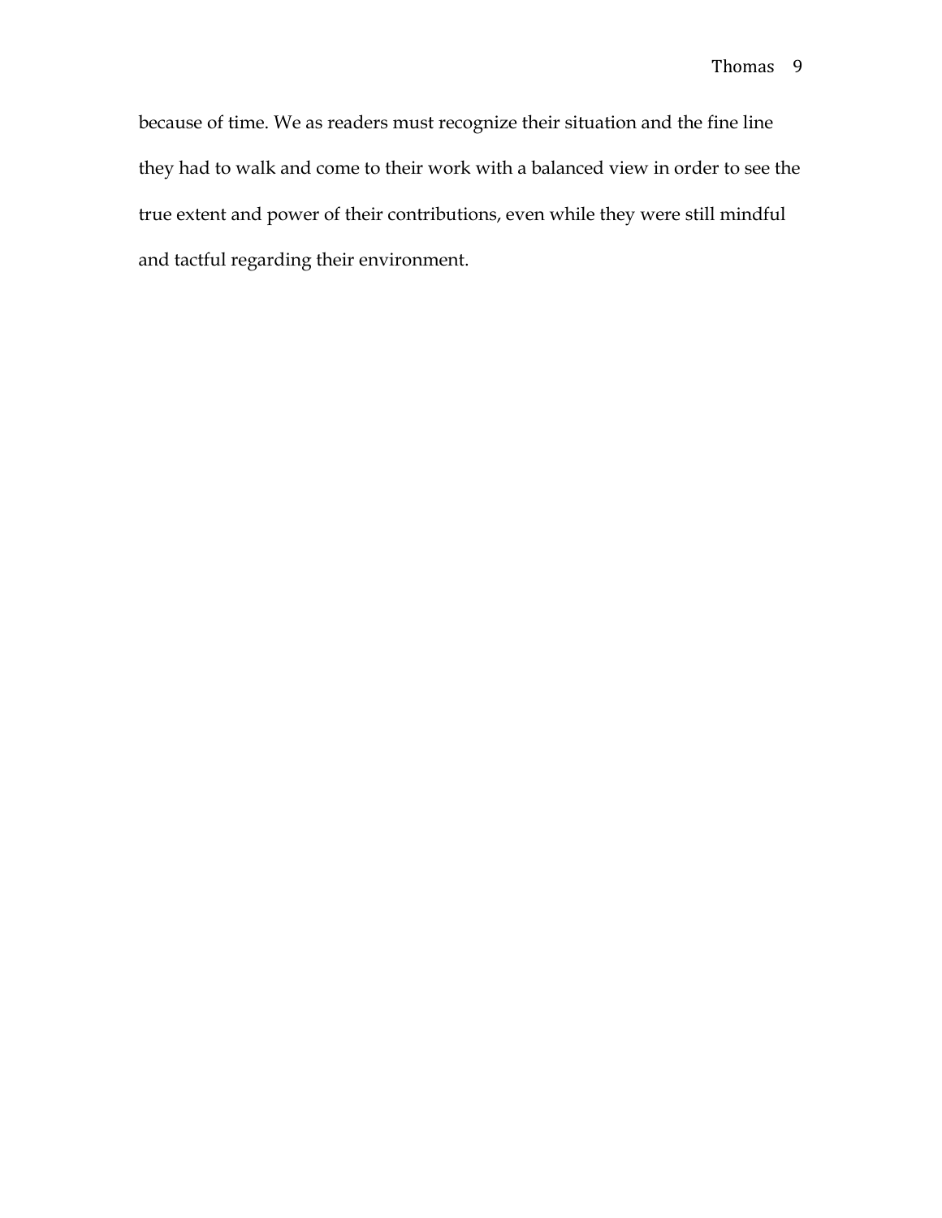because of time. We as readers must recognize their situation and the fine line they had to walk and come to their work with a balanced view in order to see the true extent and power of their contributions, even while they were still mindful and tactful regarding their environment.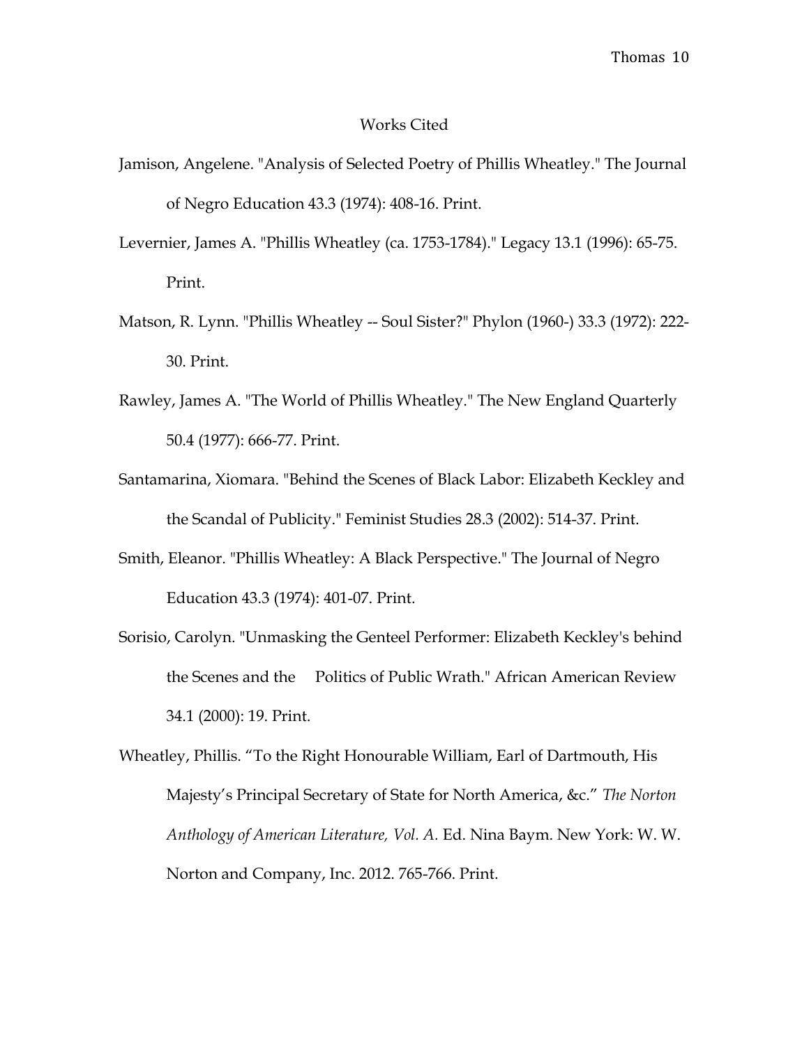# Works Cited

Jamison, Angelene. "Analysis of Selected Poetry of Phillis Wheatley." The Journal of Negro Education 43.3 (1974): 408-16. Print.

Levernier, James A. "Phillis Wheatley (ca. 1753-1784)." Legacy 13.1 (1996): 65-75. Print.

Matson, R. Lynn. "Phillis Wheatley -- Soul Sister?" Phylon (1960-) 33.3 (1972): 222-30. Print.

Rawley, James A. "The World of Phillis Wheatley." The New England Quarterly 50.4 (1977): 666-77. Print.

Santamarina, Xiomara. "Behind the Scenes of Black Labor: Elizabeth Keckley and the Scandal of Publicity." Feminist Studies 28.3 (2002): 514-37. Print.

Smith, Eleanor. "Phillis Wheatley: A Black Perspective." The Journal of Negro Education 43.3 (1974): 401-07. Print.

Sorisio, Carolyn. "Unmasking the Genteel Performer: Elizabeth Keckley's behind the Scenes and the Politics of Public Wrath." African American Review 34.1 (2000): 19. Print.

Wheatley, Phillis. "To the Right Honourable William, Earl of Dartmouth, His Majesty's Principal Secretary of State for North America, &c." *The Norton Anthology of American Literature, Vol. A.* Ed. Nina Baym. New York: W. W. Norton and Company, Inc. 2012. 765-766. Print.